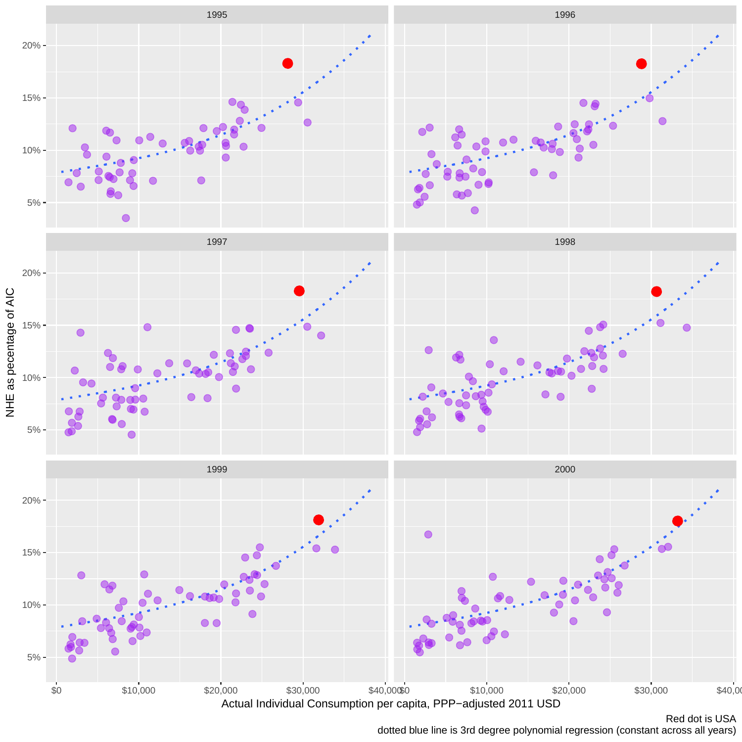1995

1996

1997

1998

1999

2000

NHE as pecentage of AIC

Actual Individual Consumption per capita, PPP−adjusted 2011 USD

Red dot is USA

dotted blue line is 3rd degree polynomial regression (constant across all years)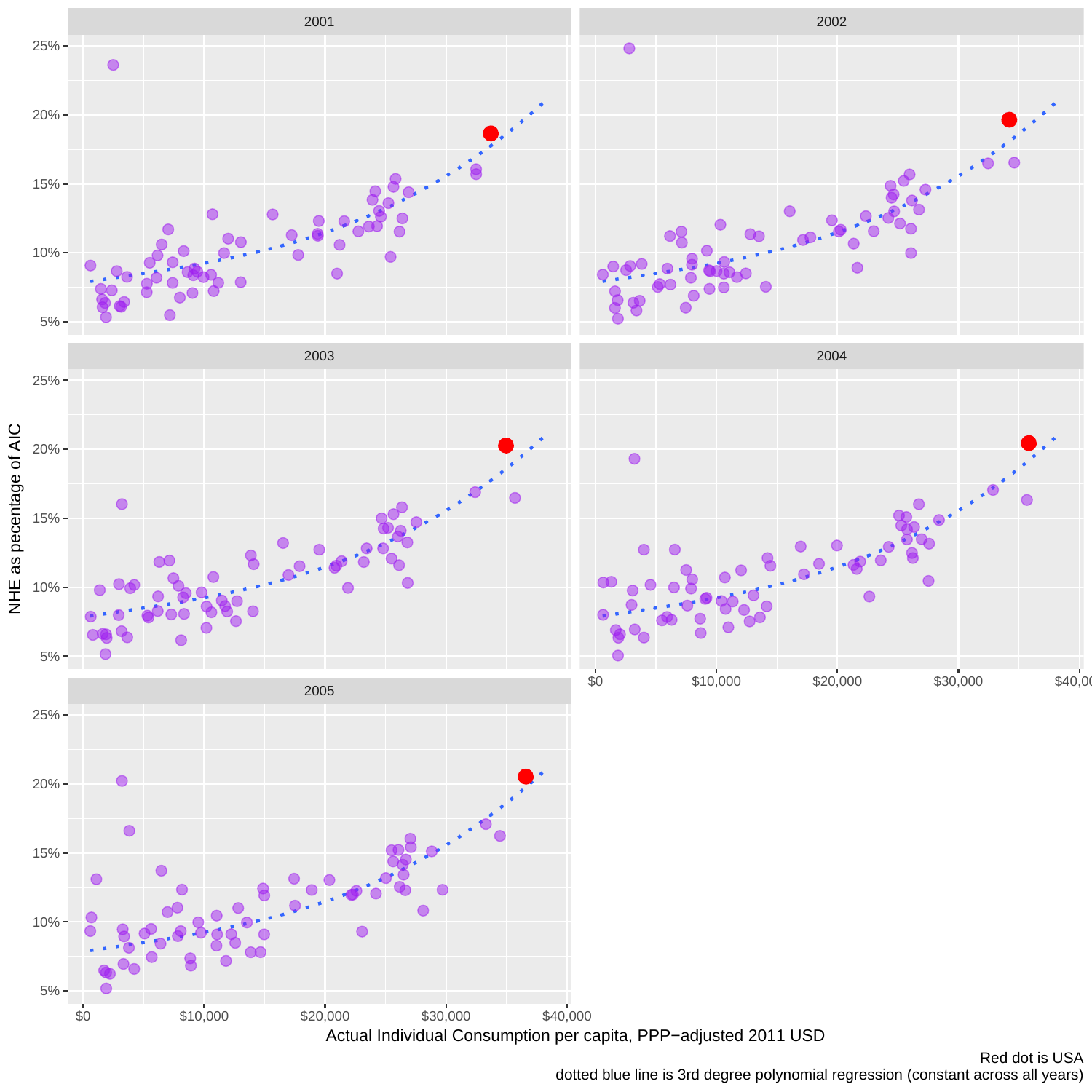Red dot is USA
dotted blue line is 3rd degree polynomial regression (constant across all years)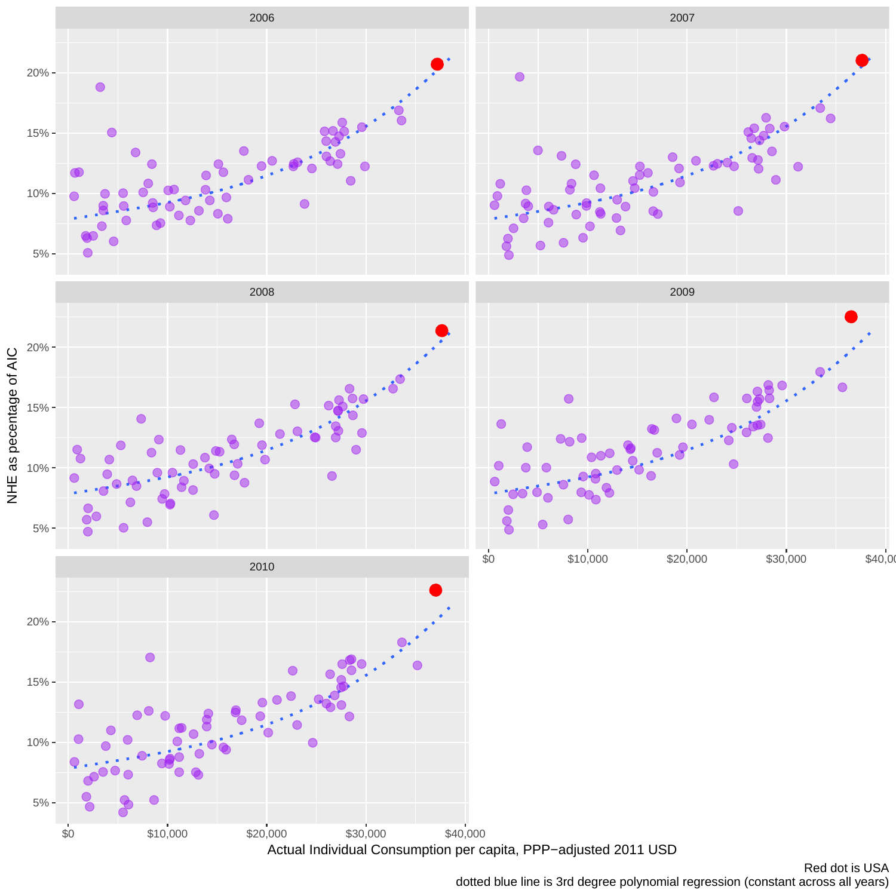Red dot is USA
dotted blue line is 3rd degree polynomial regression (constant across all years)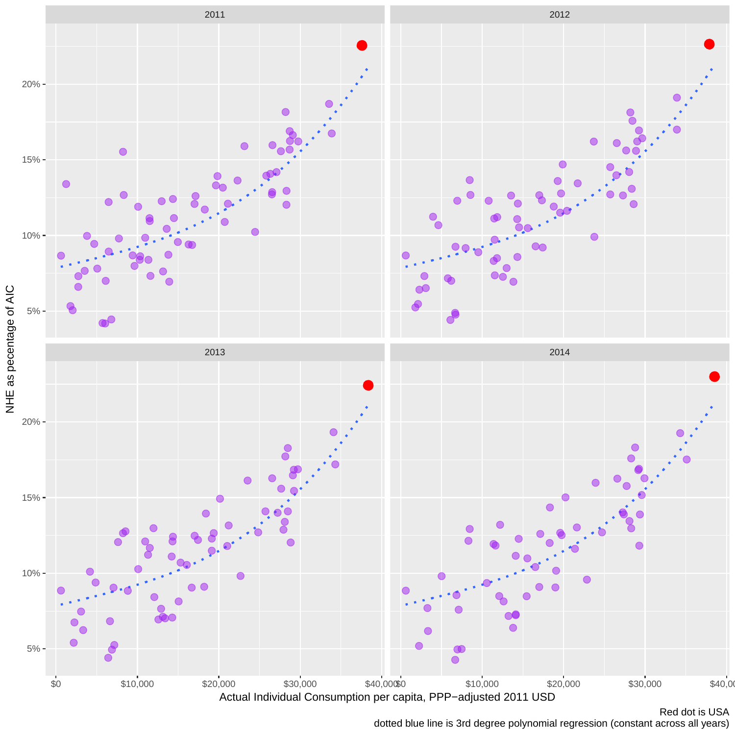2011

2012

2013

2014

NHE as pecentage of AIC

20%

15%

10%

5%

$0 $10,000 $20,000 $30,000 $40,000

Actual Individual Consumption per capita, PPP−adjusted 2011 USD

Red dot is USA

dotted blue line is 3rd degree polynomial regression (constant across all years)